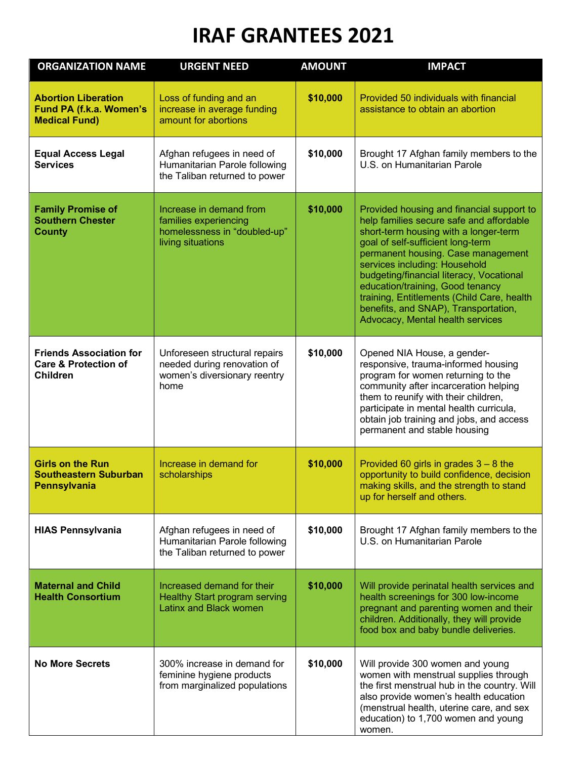# IRAF GRANTEES 2021

| ORGANIZATION NAME | URGENT NEED | AMOUNT | IMPACT |
|---|---|---|---|
| **Abortion Liberation Fund PA (f.k.a. Women's Medical Fund)** | Loss of funding and an increase in average funding amount for abortions | **$10,000** | Provided 50 individuals with financial assistance to obtain an abortion |
| **Equal Access Legal Services** | Afghan refugees in need of Humanitarian Parole following the Taliban returned to power | **$10,000** | Brought 17 Afghan family members to the U.S. on Humanitarian Parole |
| **Family Promise of Southern Chester County** | Increase in demand from families experiencing homelessness in "doubled-up" living situations | **$10,000** | Provided housing and financial support to help families secure safe and affordable short-term housing with a longer-term goal of self-sufficient long-term permanent housing. Case management services including: Household budgeting/financial literacy, Vocational education/training, Good tenancy training, Entitlements (Child Care, health benefits, and SNAP), Transportation, Advocacy, Mental health services |
| **Friends Association for Care & Protection of Children** | Unforeseen structural repairs needed during renovation of women's diversionary reentry home | **$10,000** | Opened NIA House, a gender-responsive, trauma-informed housing program for women returning to the community after incarceration helping them to reunify with their children, participate in mental health curricula, obtain job training and jobs, and access permanent and stable housing |
| **Girls on the Run Southeastern Suburban Pennsylvania** | Increase in demand for scholarships | **$10,000** | Provided 60 girls in grades 3 – 8 the opportunity to build confidence, decision making skills, and the strength to stand up for herself and others. |
| **HIAS Pennsylvania** | Afghan refugees in need of Humanitarian Parole following the Taliban returned to power | **$10,000** | Brought 17 Afghan family members to the U.S. on Humanitarian Parole |
| **Maternal and Child Health Consortium** | Increased demand for their Healthy Start program serving Latinx and Black women | **$10,000** | Will provide perinatal health services and health screenings for 300 low-income pregnant and parenting women and their children. Additionally, they will provide food box and baby bundle deliveries. |
| **No More Secrets** | 300% increase in demand for feminine hygiene products from marginalized populations | **$10,000** | Will provide 300 women and young women with menstrual supplies through the first menstrual hub in the country. Will also provide women's health education (menstrual health, uterine care, and sex education) to 1,700 women and young women. |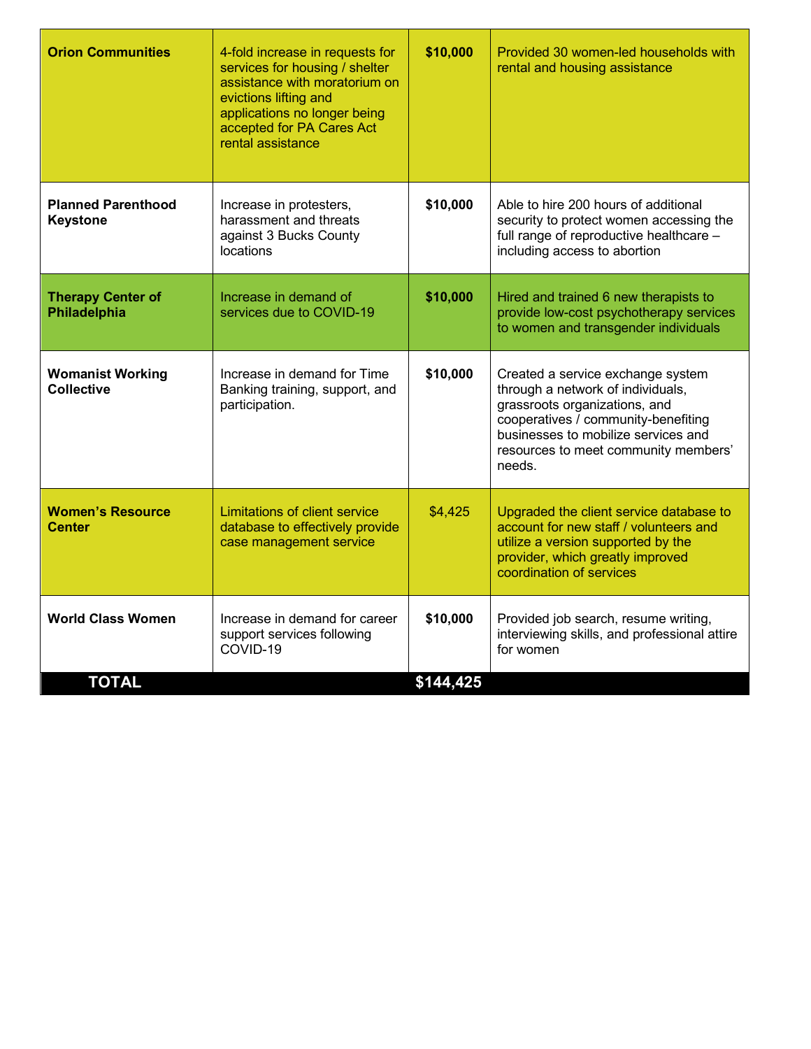| | | | |
|---|---|---|---|
| **Orion Communities** | 4-fold increase in requests for services for housing / shelter assistance with moratorium on evictions lifting and applications no longer being accepted for PA Cares Act rental assistance | **$10,000** | Provided 30 women-led households with rental and housing assistance |
| **Planned Parenthood Keystone** | Increase in protesters, harassment and threats against 3 Bucks County locations | **$10,000** | Able to hire 200 hours of additional security to protect women accessing the full range of reproductive healthcare – including access to abortion |
| **Therapy Center of Philadelphia** | Increase in demand of services due to COVID-19 | **$10,000** | Hired and trained 6 new therapists to provide low-cost psychotherapy services to women and transgender individuals |
| **Womanist Working Collective** | Increase in demand for Time Banking training, support, and participation. | **$10,000** | Created a service exchange system through a network of individuals, grassroots organizations, and cooperatives / community-benefiting businesses to mobilize services and resources to meet community members' needs. |
| **Women's Resource Center** | Limitations of client service database to effectively provide case management service | $4,425 | Upgraded the client service database to account for new staff / volunteers and utilize a version supported by the provider, which greatly improved coordination of services |
| **World Class Women** | Increase in demand for career support services following COVID-19 | **$10,000** | Provided job search, resume writing, interviewing skills, and professional attire for women |
| **TOTAL** | | **$144,425** | |